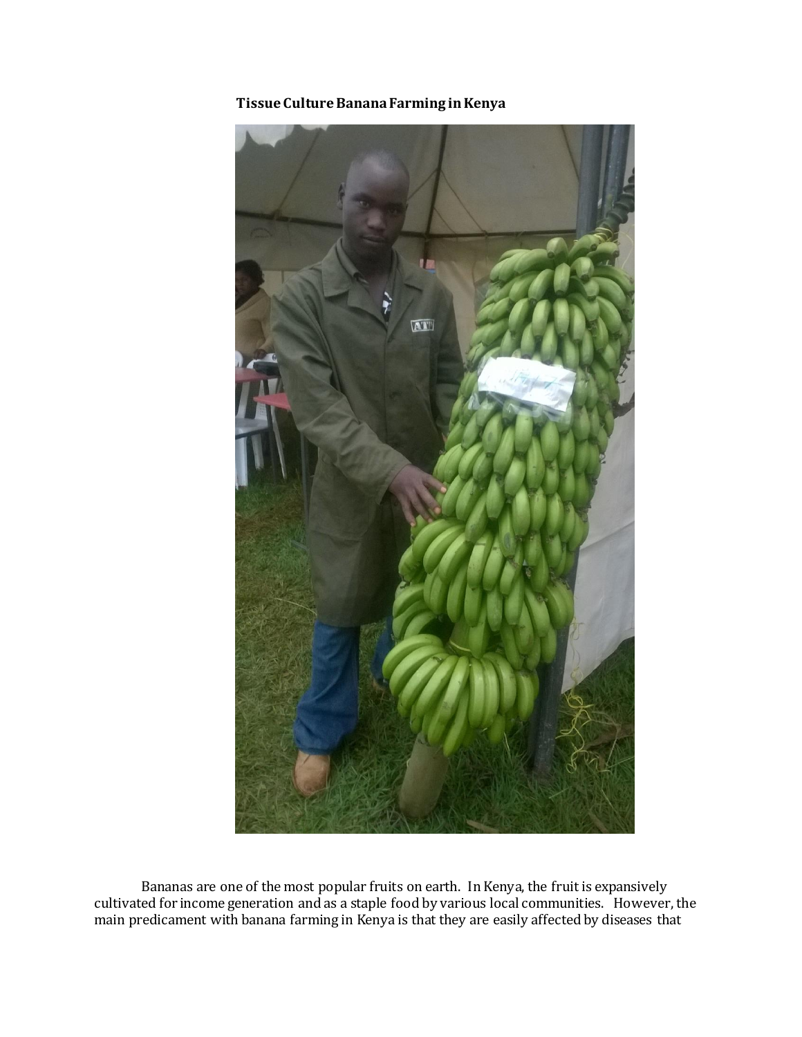# Tissue Culture Banana Farming in Kenya

Bananas are one of the most popular fruits on earth. In Kenya, the fruit is expansively cultivated for income generation and as a staple food by various local communities. However, the main predicament with banana farming in Kenya is that they are easily affected by diseases that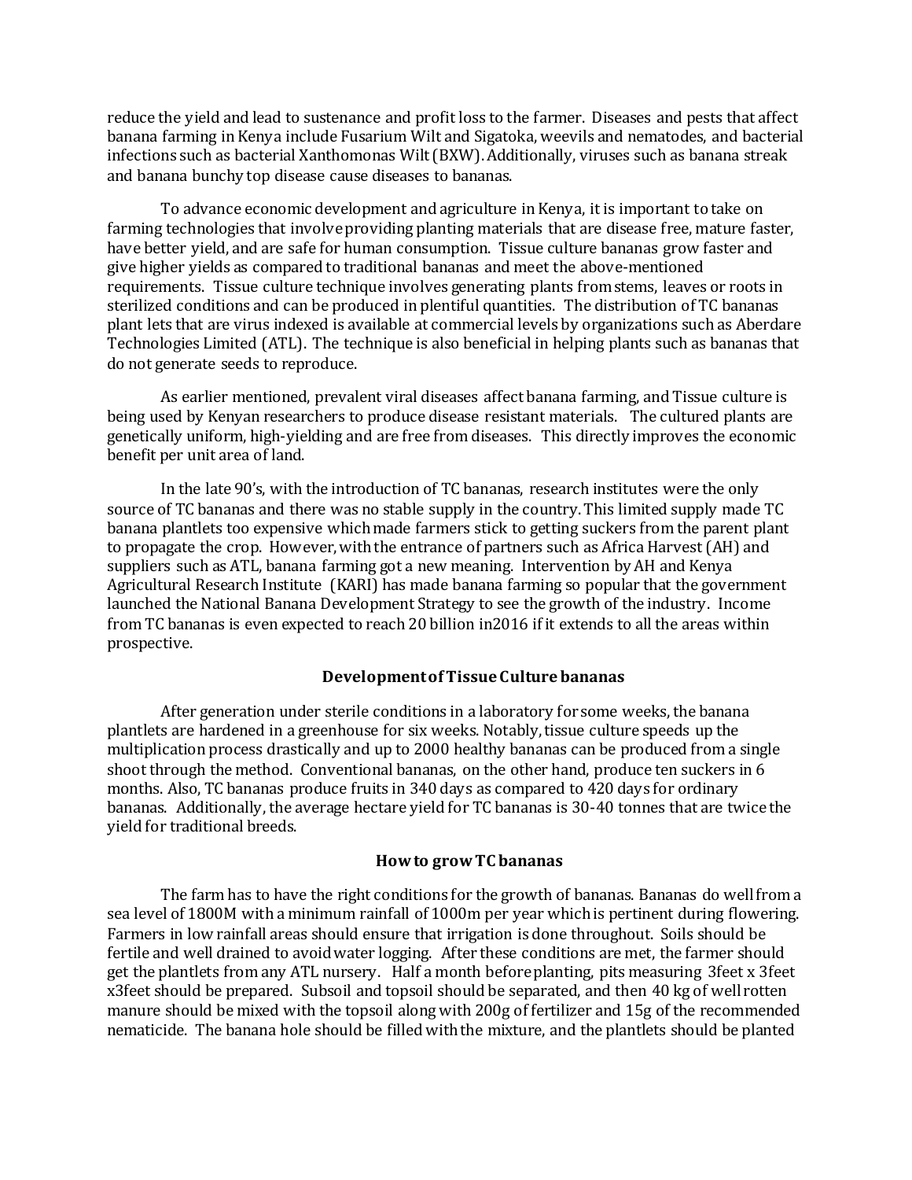reduce the yield and lead to sustenance and profit loss to the farmer. Diseases and pests that affect banana farming in Kenya include Fusarium Wilt and Sigatoka, weevils and nematodes, and bacterial infections such as bacterial Xanthomonas Wilt (BXW). Additionally, viruses such as banana streak and banana bunchy top disease cause diseases to bananas.

To advance economic development and agriculture in Kenya, it is important to take on farming technologies that involve providing planting materials that are disease free, mature faster, have better yield, and are safe for human consumption. Tissue culture bananas grow faster and give higher yields as compared to traditional bananas and meet the above-mentioned requirements. Tissue culture technique involves generating plants from stems, leaves or roots in sterilized conditions and can be produced in plentiful quantities. The distribution of TC bananas plant lets that are virus indexed is available at commercial levels by organizations such as Aberdare Technologies Limited (ATL). The technique is also beneficial in helping plants such as bananas that do not generate seeds to reproduce.

As earlier mentioned, prevalent viral diseases affect banana farming, and Tissue culture is being used by Kenyan researchers to produce disease resistant materials. The cultured plants are genetically uniform, high-yielding and are free from diseases. This directly improves the economic benefit per unit area of land.

In the late 90's, with the introduction of TC bananas, research institutes were the only source of TC bananas and there was no stable supply in the country. This limited supply made TC banana plantlets too expensive which made farmers stick to getting suckers from the parent plant to propagate the crop. However, with the entrance of partners such as Africa Harvest (AH) and suppliers such as ATL, banana farming got a new meaning. Intervention by AH and Kenya Agricultural Research Institute (KARI) has made banana farming so popular that the government launched the National Banana Development Strategy to see the growth of the industry. Income from TC bananas is even expected to reach 20 billion in2016 if it extends to all the areas within prospective.

### Development of Tissue Culture bananas

After generation under sterile conditions in a laboratory for some weeks, the banana plantlets are hardened in a greenhouse for six weeks. Notably, tissue culture speeds up the multiplication process drastically and up to 2000 healthy bananas can be produced from a single shoot through the method. Conventional bananas, on the other hand, produce ten suckers in 6 months. Also, TC bananas produce fruits in 340 days as compared to 420 days for ordinary bananas. Additionally, the average hectare yield for TC bananas is 30-40 tonnes that are twice the yield for traditional breeds.

### How to grow TC bananas

The farm has to have the right conditions for the growth of bananas. Bananas do well from a sea level of 1800M with a minimum rainfall of 1000m per year which is pertinent during flowering. Farmers in low rainfall areas should ensure that irrigation is done throughout. Soils should be fertile and well drained to avoid water logging. After these conditions are met, the farmer should get the plantlets from any ATL nursery. Half a month before planting, pits measuring 3feet x 3feet x3feet should be prepared. Subsoil and topsoil should be separated, and then 40 kg of well rotten manure should be mixed with the topsoil along with 200g of fertilizer and 15g of the recommended nematicide. The banana hole should be filled with the mixture, and the plantlets should be planted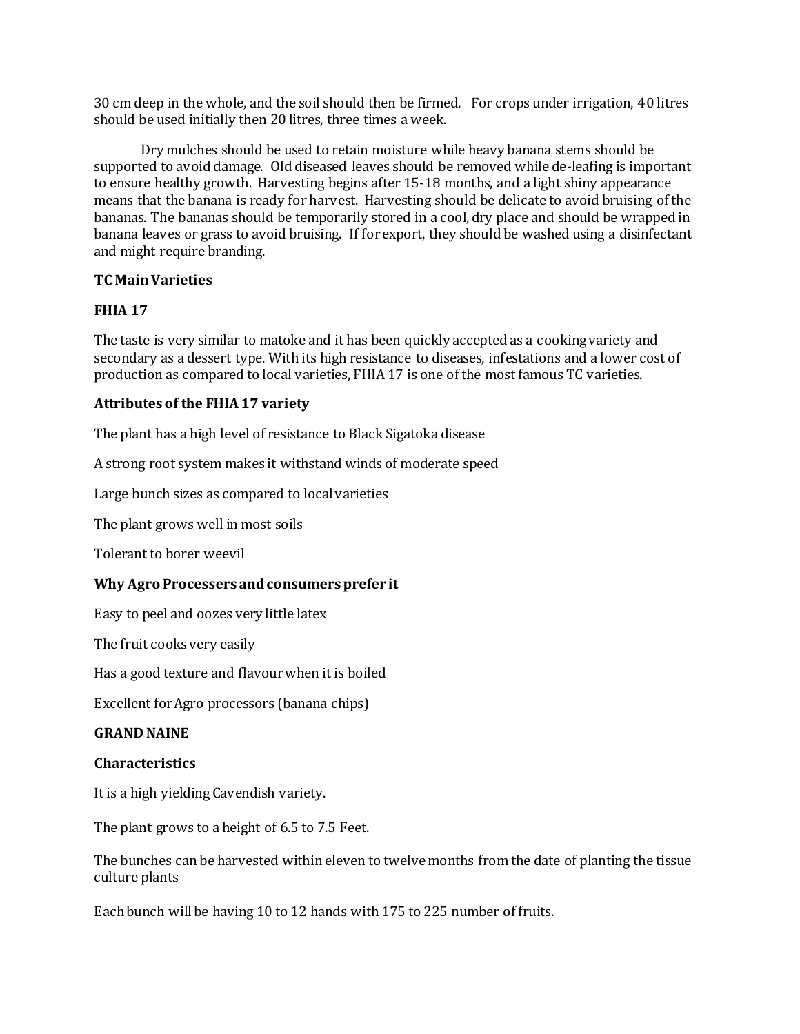30 cm deep in the whole, and the soil should then be firmed. For crops under irrigation, 40 litres should be used initially then 20 litres, three times a week.

Dry mulches should be used to retain moisture while heavy banana stems should be supported to avoid damage. Old diseased leaves should be removed while de-leafing is important to ensure healthy growth. Harvesting begins after 15-18 months, and a light shiny appearance means that the banana is ready for harvest. Harvesting should be delicate to avoid bruising of the bananas. The bananas should be temporarily stored in a cool, dry place and should be wrapped in banana leaves or grass to avoid bruising. If for export, they should be washed using a disinfectant and might require branding.

**TC Main Varieties**

**FHIA 17**

The taste is very similar to matoke and it has been quickly accepted as a cooking variety and secondary as a dessert type. With its high resistance to diseases, infestations and a lower cost of production as compared to local varieties, FHIA 17 is one of the most famous TC varieties.

**Attributes of the FHIA 17 variety**

The plant has a high level of resistance to Black Sigatoka disease

A strong root system makes it withstand winds of moderate speed

Large bunch sizes as compared to local varieties

The plant grows well in most soils

Tolerant to borer weevil

**Why Agro Processers and consumers prefer it**

Easy to peel and oozes very little latex

The fruit cooks very easily

Has a good texture and flavour when it is boiled

Excellent for Agro processors (banana chips)

**GRAND NAINE**

**Characteristics**

It is a high yielding Cavendish variety.

The plant grows to a height of 6.5 to 7.5 Feet.

The bunches can be harvested within eleven to twelve months from the date of planting the tissue culture plants

Each bunch will be having 10 to 12 hands with 175 to 225 number of fruits.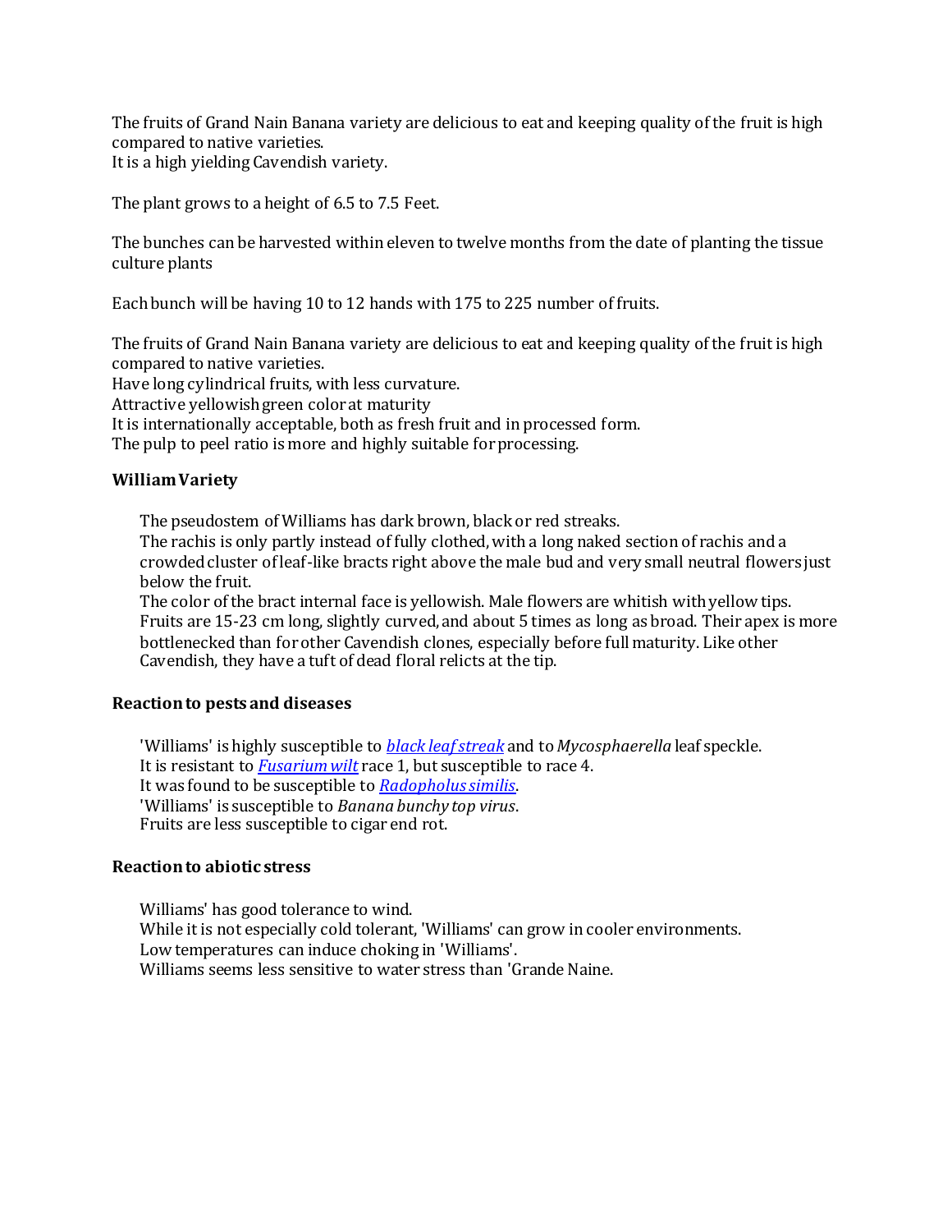The fruits of Grand Nain Banana variety are delicious to eat and keeping quality of the fruit is high compared to native varieties.
It is a high yielding Cavendish variety.

The plant grows to a height of 6.5 to 7.5 Feet.

The bunches can be harvested within eleven to twelve months from the date of planting the tissue culture plants

Each bunch will be having 10 to 12 hands with 175 to 225 number of fruits.

The fruits of Grand Nain Banana variety are delicious to eat and keeping quality of the fruit is high compared to native varieties.
Have long cylindrical fruits, with less curvature.
Attractive yellowish green color at maturity
It is internationally acceptable, both as fresh fruit and in processed form.
The pulp to peel ratio is more and highly suitable for processing.

**William Variety**

The pseudostem of Williams has dark brown, black or red streaks.
The rachis is only partly instead of fully clothed, with a long naked section of rachis and a crowded cluster of leaf-like bracts right above the male bud and very small neutral flowers just below the fruit.
The color of the bract internal face is yellowish. Male flowers are whitish with yellow tips.
Fruits are 15-23 cm long, slightly curved, and about 5 times as long as broad. Their apex is more bottlenecked than for other Cavendish clones, especially before full maturity. Like other Cavendish, they have a tuft of dead floral relicts at the tip.

**Reaction to pests and diseases**

'Williams' is highly susceptible to *black leaf streak* and to *Mycosphaerella* leaf speckle.
It is resistant to *Fusarium wilt* race 1, but susceptible to race 4.
It was found to be susceptible to *Radopholus similis*.
'Williams' is susceptible to *Banana bunchy top virus*.
Fruits are less susceptible to cigar end rot.

**Reaction to abiotic stress**

Williams' has good tolerance to wind.
While it is not especially cold tolerant, 'Williams' can grow in cooler environments.
Low temperatures can induce choking in 'Williams'.
Williams seems less sensitive to water stress than 'Grande Naine.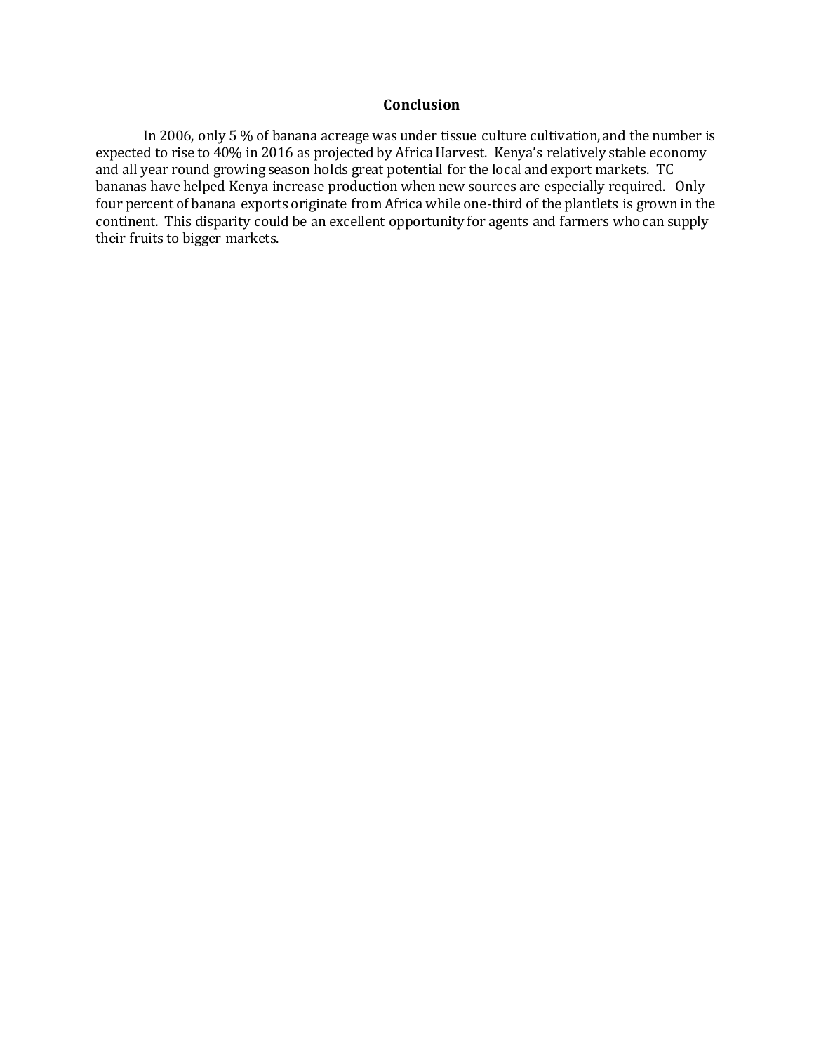## Conclusion

In 2006, only 5 % of banana acreage was under tissue culture cultivation, and the number is expected to rise to 40% in 2016 as projected by Africa Harvest. Kenya's relatively stable economy and all year round growing season holds great potential for the local and export markets. TC bananas have helped Kenya increase production when new sources are especially required. Only four percent of banana exports originate from Africa while one-third of the plantlets is grown in the continent. This disparity could be an excellent opportunity for agents and farmers who can supply their fruits to bigger markets.